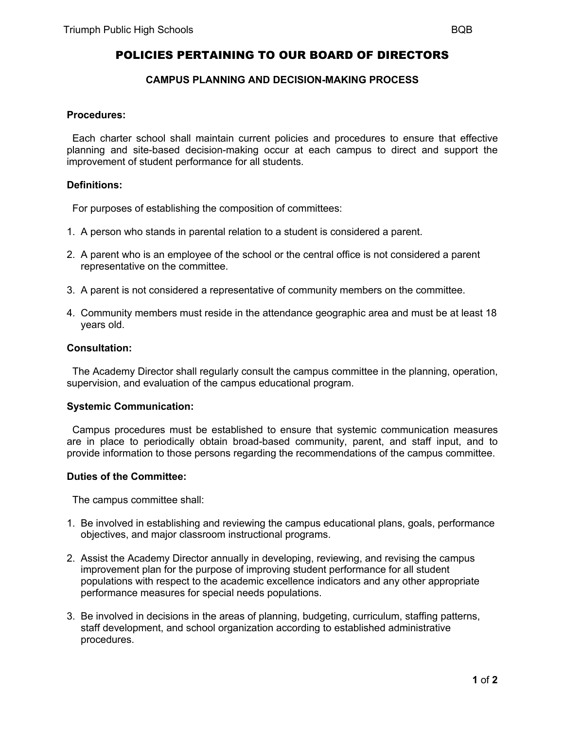# POLICIES PERTAINING TO OUR BOARD OF DIRECTORS

## CAMPUS PLANNING AND DECISION-MAKING PROCESS

**Procedures:**

Each charter school shall maintain current policies and procedures to ensure that effective planning and site-based decision-making occur at each campus to direct and support the improvement of student performance for all students.

**Definitions:**

For purposes of establishing the composition of committees:

1. A person who stands in parental relation to a student is considered a parent.
2. A parent who is an employee of the school or the central office is not considered a parent representative on the committee.
3. A parent is not considered a representative of community members on the committee.
4. Community members must reside in the attendance geographic area and must be at least 18 years old.

**Consultation:**

The Academy Director shall regularly consult the campus committee in the planning, operation, supervision, and evaluation of the campus educational program.

**Systemic Communication:**

Campus procedures must be established to ensure that systemic communication measures are in place to periodically obtain broad-based community, parent, and staff input, and to provide information to those persons regarding the recommendations of the campus committee.

**Duties of the Committee:**

The campus committee shall:

1. Be involved in establishing and reviewing the campus educational plans, goals, performance objectives, and major classroom instructional programs.
2. Assist the Academy Director annually in developing, reviewing, and revising the campus improvement plan for the purpose of improving student performance for all student populations with respect to the academic excellence indicators and any other appropriate performance measures for special needs populations.
3. Be involved in decisions in the areas of planning, budgeting, curriculum, staffing patterns, staff development, and school organization according to established administrative procedures.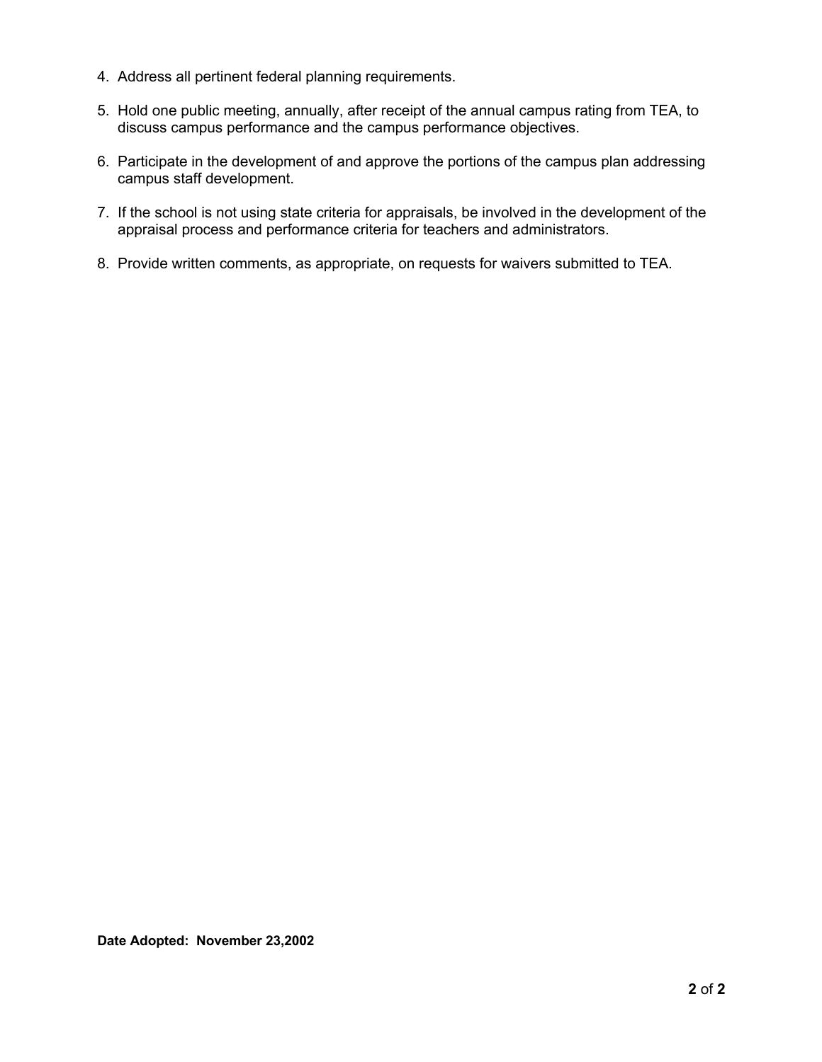4. Address all pertinent federal planning requirements.

5. Hold one public meeting, annually, after receipt of the annual campus rating from TEA, to discuss campus performance and the campus performance objectives.

6. Participate in the development of and approve the portions of the campus plan addressing campus staff development.

7. If the school is not using state criteria for appraisals, be involved in the development of the appraisal process and performance criteria for teachers and administrators.

8. Provide written comments, as appropriate, on requests for waivers submitted to TEA.

**Date Adopted: November 23,2002**